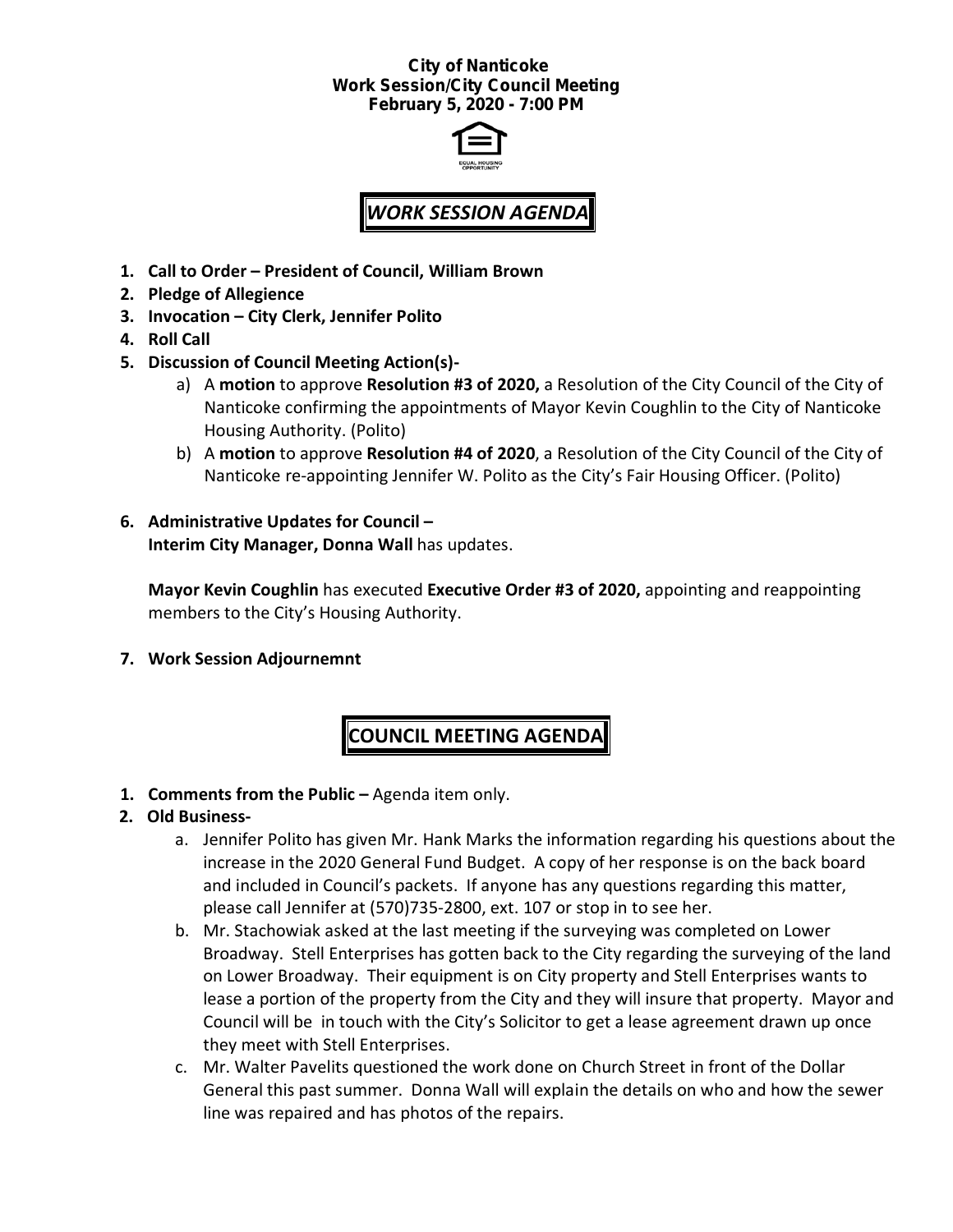**City of Nanticoke**
**Work Session/City Council Meeting**
**February 5, 2020 - 7:00 PM**

## *WORK SESSION AGENDA*

1. **Call to Order – President of Council, William Brown**
2. **Pledge of Allegience**
3. **Invocation – City Clerk, Jennifer Polito**
4. **Roll Call**
5. **Discussion of Council Meeting Action(s)-**
   a) A **motion** to approve **Resolution #3 of 2020,** a Resolution of the City Council of the City of Nanticoke confirming the appointments of Mayor Kevin Coughlin to the City of Nanticoke Housing Authority. (Polito)
   b) A **motion** to approve **Resolution #4 of 2020**, a Resolution of the City Council of the City of Nanticoke re-appointing Jennifer W. Polito as the City's Fair Housing Officer. (Polito)

6. **Administrative Updates for Council –**
   **Interim City Manager, Donna Wall** has updates.

   **Mayor Kevin Coughlin** has executed **Executive Order #3 of 2020,** appointing and reappointing members to the City's Housing Authority.

7. **Work Session Adjournemnt**

## COUNCIL MEETING AGENDA

1. **Comments from the Public –** Agenda item only.
2. **Old Business-**
   a. Jennifer Polito has given Mr. Hank Marks the information regarding his questions about the increase in the 2020 General Fund Budget. A copy of her response is on the back board and included in Council's packets. If anyone has any questions regarding this matter, please call Jennifer at (570)735-2800, ext. 107 or stop in to see her.
   b. Mr. Stachowiak asked at the last meeting if the surveying was completed on Lower Broadway. Stell Enterprises has gotten back to the City regarding the surveying of the land on Lower Broadway. Their equipment is on City property and Stell Enterprises wants to lease a portion of the property from the City and they will insure that property. Mayor and Council will be in touch with the City's Solicitor to get a lease agreement drawn up once they meet with Stell Enterprises.
   c. Mr. Walter Pavelits questioned the work done on Church Street in front of the Dollar General this past summer. Donna Wall will explain the details on who and how the sewer line was repaired and has photos of the repairs.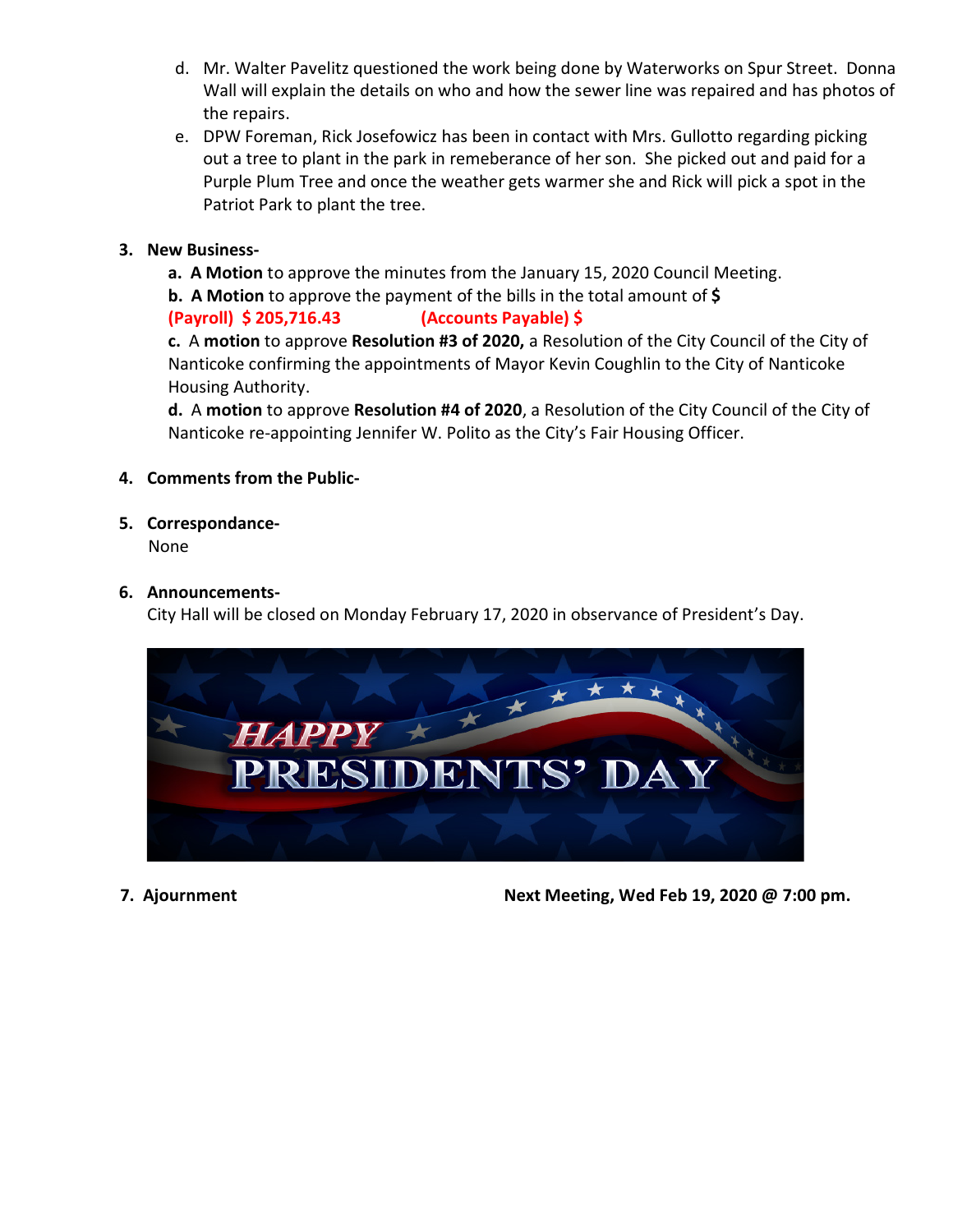d. Mr. Walter Pavelitz questioned the work being done by Waterworks on Spur Street. Donna Wall will explain the details on who and how the sewer line was repaired and has photos of the repairs.

e. DPW Foreman, Rick Josefowicz has been in contact with Mrs. Gullotto regarding picking out a tree to plant in the park in remeberance of her son. She picked out and paid for a Purple Plum Tree and once the weather gets warmer she and Rick will pick a spot in the Patriot Park to plant the tree.

**3. New Business-**

**a. A Motion** to approve the minutes from the January 15, 2020 Council Meeting.

**b. A Motion** to approve the payment of the bills in the total amount of **$**
**(Payroll) $ 205,716.43** **(Accounts Payable) $**

**c.** A **motion** to approve **Resolution #3 of 2020,** a Resolution of the City Council of the City of Nanticoke confirming the appointments of Mayor Kevin Coughlin to the City of Nanticoke Housing Authority.

**d.** A **motion** to approve **Resolution #4 of 2020**, a Resolution of the City Council of the City of Nanticoke re-appointing Jennifer W. Polito as the City's Fair Housing Officer.

**4. Comments from the Public-**

**5. Correspondance-**

None

**6. Announcements-**

City Hall will be closed on Monday February 17, 2020 in observance of President's Day.

HAPPY PRESIDENTS' DAY

**7. Ajournment** **Next Meeting, Wed Feb 19, 2020 @ 7:00 pm.**